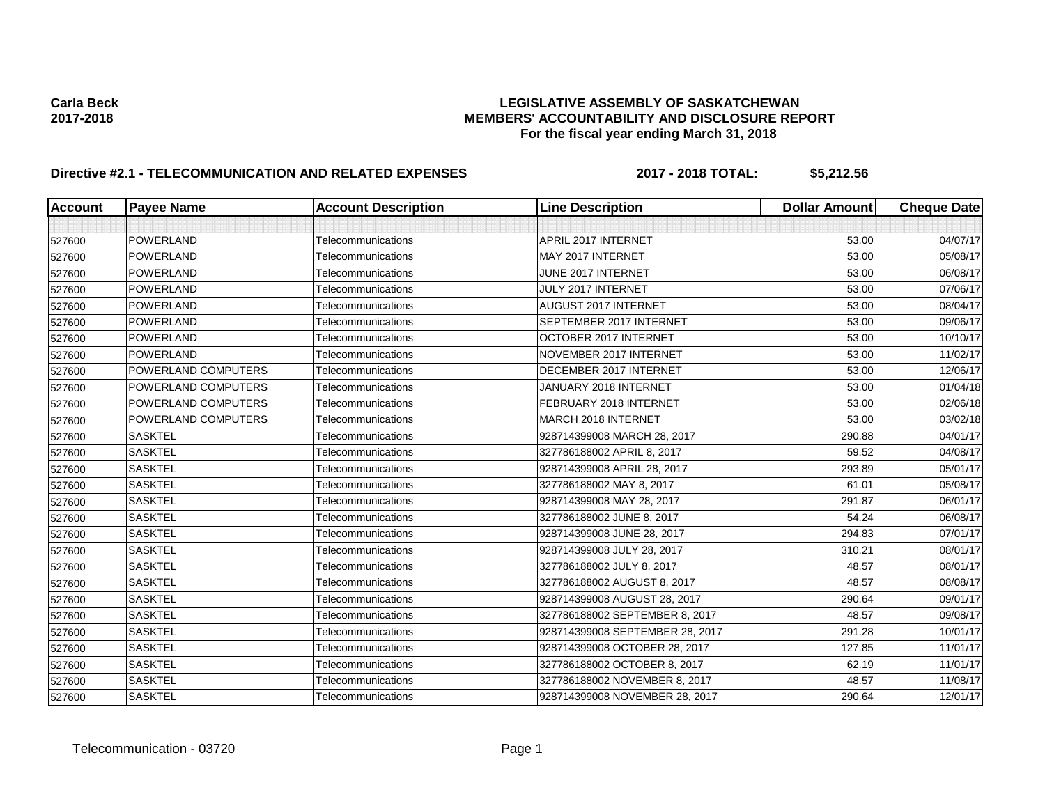**Carla Beck**
**2017-2018**

# LEGISLATIVE ASSEMBLY OF SASKATCHEWAN
## MEMBERS' ACCOUNTABILITY AND DISCLOSURE REPORT
### For the fiscal year ending March 31, 2018

**Directive #2.1 - TELECOMMUNICATION AND RELATED EXPENSES** **2017 - 2018 TOTAL: $5,212.56**

| Account | Payee Name | Account Description | Line Description | Dollar Amount | Cheque Date |
|---|---|---|---|---|---|
| | | | | | |
| 527600 | POWERLAND | Telecommunications | APRIL 2017 INTERNET | 53.00 | 04/07/17 |
| 527600 | POWERLAND | Telecommunications | MAY 2017 INTERNET | 53.00 | 05/08/17 |
| 527600 | POWERLAND | Telecommunications | JUNE 2017 INTERNET | 53.00 | 06/08/17 |
| 527600 | POWERLAND | Telecommunications | JULY 2017 INTERNET | 53.00 | 07/06/17 |
| 527600 | POWERLAND | Telecommunications | AUGUST 2017 INTERNET | 53.00 | 08/04/17 |
| 527600 | POWERLAND | Telecommunications | SEPTEMBER 2017 INTERNET | 53.00 | 09/06/17 |
| 527600 | POWERLAND | Telecommunications | OCTOBER 2017 INTERNET | 53.00 | 10/10/17 |
| 527600 | POWERLAND | Telecommunications | NOVEMBER 2017 INTERNET | 53.00 | 11/02/17 |
| 527600 | POWERLAND COMPUTERS | Telecommunications | DECEMBER 2017 INTERNET | 53.00 | 12/06/17 |
| 527600 | POWERLAND COMPUTERS | Telecommunications | JANUARY 2018 INTERNET | 53.00 | 01/04/18 |
| 527600 | POWERLAND COMPUTERS | Telecommunications | FEBRUARY 2018 INTERNET | 53.00 | 02/06/18 |
| 527600 | POWERLAND COMPUTERS | Telecommunications | MARCH 2018 INTERNET | 53.00 | 03/02/18 |
| 527600 | SASKTEL | Telecommunications | 928714399008 MARCH 28, 2017 | 290.88 | 04/01/17 |
| 527600 | SASKTEL | Telecommunications | 327786188002 APRIL 8, 2017 | 59.52 | 04/08/17 |
| 527600 | SASKTEL | Telecommunications | 928714399008 APRIL 28, 2017 | 293.89 | 05/01/17 |
| 527600 | SASKTEL | Telecommunications | 327786188002 MAY 8, 2017 | 61.01 | 05/08/17 |
| 527600 | SASKTEL | Telecommunications | 928714399008 MAY 28, 2017 | 291.87 | 06/01/17 |
| 527600 | SASKTEL | Telecommunications | 327786188002 JUNE 8, 2017 | 54.24 | 06/08/17 |
| 527600 | SASKTEL | Telecommunications | 928714399008 JUNE 28, 2017 | 294.83 | 07/01/17 |
| 527600 | SASKTEL | Telecommunications | 928714399008 JULY 28, 2017 | 310.21 | 08/01/17 |
| 527600 | SASKTEL | Telecommunications | 327786188002 JULY 8, 2017 | 48.57 | 08/01/17 |
| 527600 | SASKTEL | Telecommunications | 327786188002 AUGUST 8, 2017 | 48.57 | 08/08/17 |
| 527600 | SASKTEL | Telecommunications | 928714399008 AUGUST 28, 2017 | 290.64 | 09/01/17 |
| 527600 | SASKTEL | Telecommunications | 327786188002 SEPTEMBER 8, 2017 | 48.57 | 09/08/17 |
| 527600 | SASKTEL | Telecommunications | 928714399008 SEPTEMBER 28, 2017 | 291.28 | 10/01/17 |
| 527600 | SASKTEL | Telecommunications | 928714399008 OCTOBER 28, 2017 | 127.85 | 11/01/17 |
| 527600 | SASKTEL | Telecommunications | 327786188002 OCTOBER 8, 2017 | 62.19 | 11/01/17 |
| 527600 | SASKTEL | Telecommunications | 327786188002 NOVEMBER 8, 2017 | 48.57 | 11/08/17 |
| 527600 | SASKTEL | Telecommunications | 928714399008 NOVEMBER 28, 2017 | 290.64 | 12/01/17 |

Telecommunication - 03720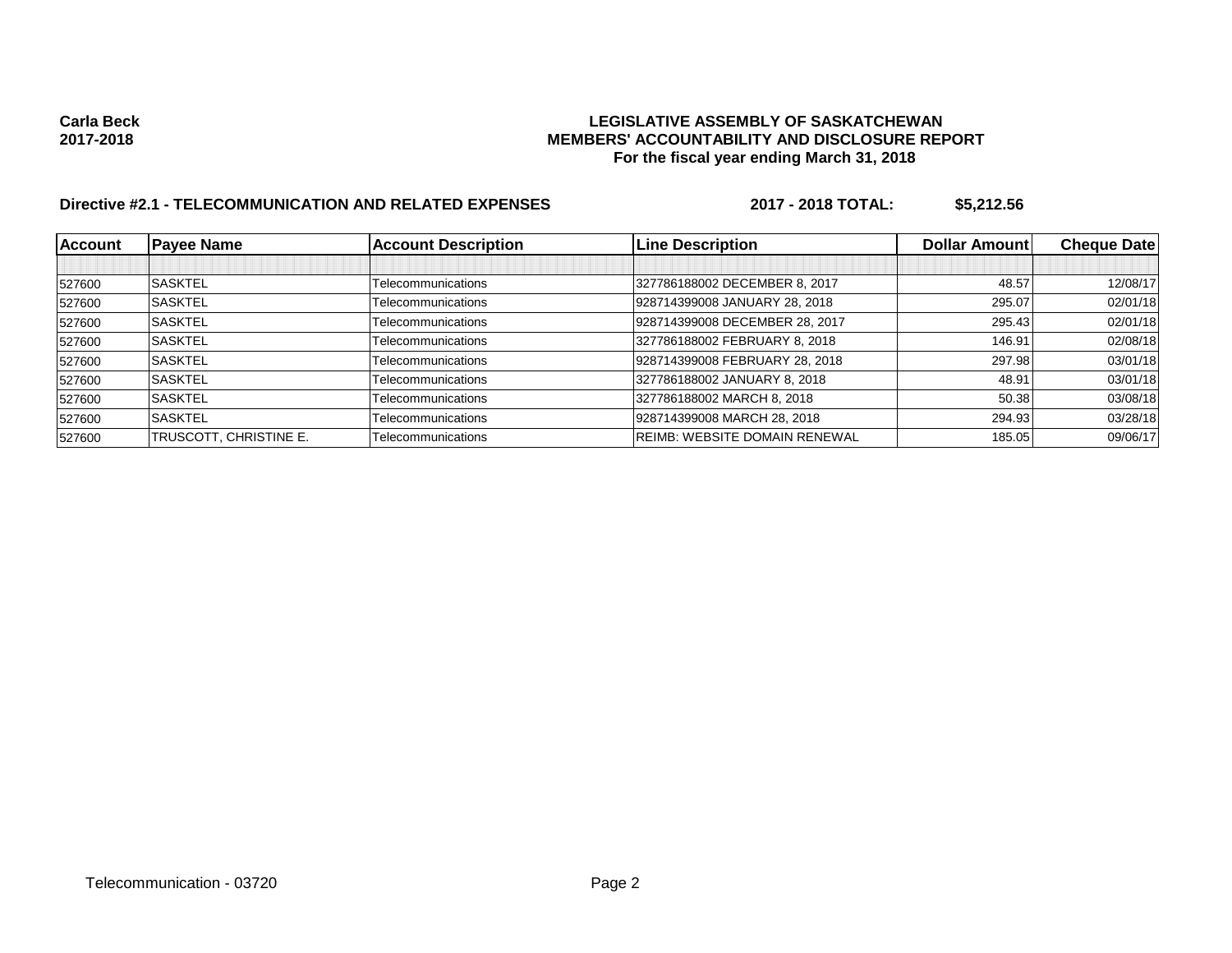**Carla Beck**
**2017-2018**

**LEGISLATIVE ASSEMBLY OF SASKATCHEWAN**
**MEMBERS' ACCOUNTABILITY AND DISCLOSURE REPORT**
**For the fiscal year ending March 31, 2018**

**Directive #2.1 - TELECOMMUNICATION AND RELATED EXPENSES** **2017 - 2018 TOTAL: $5,212.56**

| Account | Payee Name | Account Description | Line Description | Dollar Amount | Cheque Date |
|---|---|---|---|---|---|
| | | | | | |
| 527600 | SASKTEL | Telecommunications | 327786188002 DECEMBER 8, 2017 | 48.57 | 12/08/17 |
| 527600 | SASKTEL | Telecommunications | 928714399008 JANUARY 28, 2018 | 295.07 | 02/01/18 |
| 527600 | SASKTEL | Telecommunications | 928714399008 DECEMBER 28, 2017 | 295.43 | 02/01/18 |
| 527600 | SASKTEL | Telecommunications | 327786188002 FEBRUARY 8, 2018 | 146.91 | 02/08/18 |
| 527600 | SASKTEL | Telecommunications | 928714399008 FEBRUARY 28, 2018 | 297.98 | 03/01/18 |
| 527600 | SASKTEL | Telecommunications | 327786188002 JANUARY 8, 2018 | 48.91 | 03/01/18 |
| 527600 | SASKTEL | Telecommunications | 327786188002 MARCH 8, 2018 | 50.38 | 03/08/18 |
| 527600 | SASKTEL | Telecommunications | 928714399008 MARCH 28, 2018 | 294.93 | 03/28/18 |
| 527600 | TRUSCOTT, CHRISTINE E. | Telecommunications | REIMB: WEBSITE DOMAIN RENEWAL | 185.05 | 09/06/17 |

Telecommunication - 03720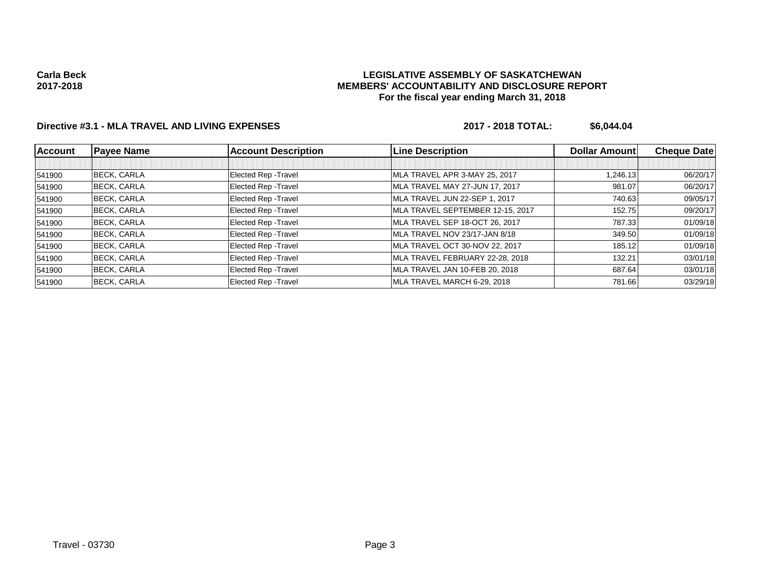**Carla Beck**
**2017-2018**

**LEGISLATIVE ASSEMBLY OF SASKATCHEWAN**
**MEMBERS' ACCOUNTABILITY AND DISCLOSURE REPORT**
**For the fiscal year ending March 31, 2018**

**Directive #3.1 - MLA TRAVEL AND LIVING EXPENSES** **2017 - 2018 TOTAL: $6,044.04**

| Account | Payee Name | Account Description | Line Description | Dollar Amount | Cheque Date |
|---|---|---|---|---|---|
| | | | | | |
| 541900 | BECK, CARLA | Elected Rep -Travel | MLA TRAVEL APR 3-MAY 25, 2017 | 1,246.13 | 06/20/17 |
| 541900 | BECK, CARLA | Elected Rep -Travel | MLA TRAVEL MAY 27-JUN 17, 2017 | 981.07 | 06/20/17 |
| 541900 | BECK, CARLA | Elected Rep -Travel | MLA TRAVEL JUN 22-SEP 1, 2017 | 740.63 | 09/05/17 |
| 541900 | BECK, CARLA | Elected Rep -Travel | MLA TRAVEL SEPTEMBER 12-15, 2017 | 152.75 | 09/20/17 |
| 541900 | BECK, CARLA | Elected Rep -Travel | MLA TRAVEL SEP 18-OCT 26, 2017 | 787.33 | 01/09/18 |
| 541900 | BECK, CARLA | Elected Rep -Travel | MLA TRAVEL NOV 23/17-JAN 8/18 | 349.50 | 01/09/18 |
| 541900 | BECK, CARLA | Elected Rep -Travel | MLA TRAVEL OCT 30-NOV 22, 2017 | 185.12 | 01/09/18 |
| 541900 | BECK, CARLA | Elected Rep -Travel | MLA TRAVEL FEBRUARY 22-28, 2018 | 132.21 | 03/01/18 |
| 541900 | BECK, CARLA | Elected Rep -Travel | MLA TRAVEL JAN 10-FEB 20, 2018 | 687.64 | 03/01/18 |
| 541900 | BECK, CARLA | Elected Rep -Travel | MLA TRAVEL MARCH 6-29, 2018 | 781.66 | 03/29/18 |

Travel - 03730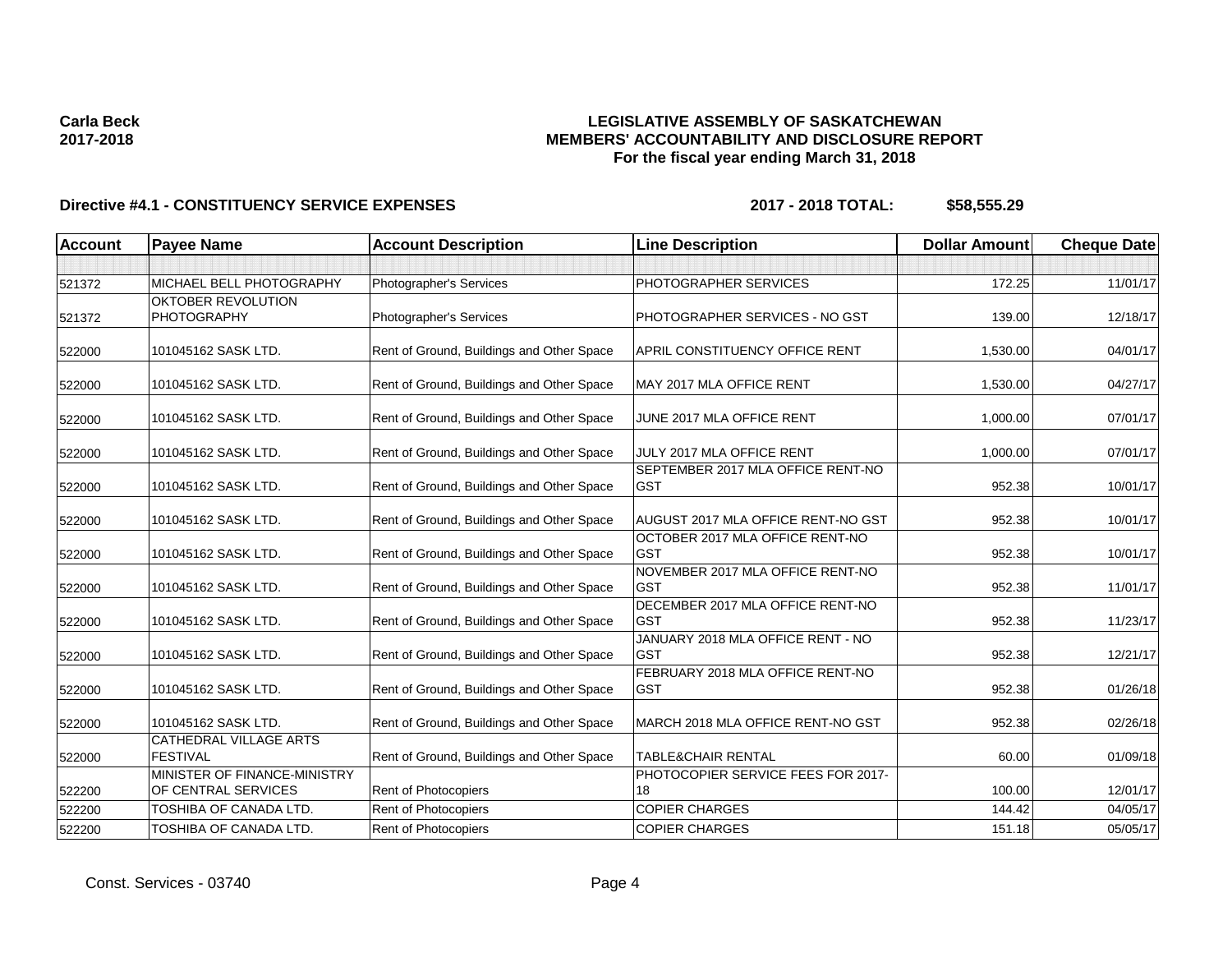**Carla Beck**
**2017-2018**

**LEGISLATIVE ASSEMBLY OF SASKATCHEWAN**
**MEMBERS' ACCOUNTABILITY AND DISCLOSURE REPORT**
**For the fiscal year ending March 31, 2018**

**Directive #4.1 - CONSTITUENCY SERVICE EXPENSES** **2017 - 2018 TOTAL: $58,555.29**

| Account | Payee Name | Account Description | Line Description | Dollar Amount | Cheque Date |
|---|---|---|---|---|---|
| | | | | | |
| 521372 | MICHAEL BELL PHOTOGRAPHY | Photographer's Services | PHOTOGRAPHER SERVICES | 172.25 | 11/01/17 |
| 521372 | OKTOBER REVOLUTION PHOTOGRAPHY | Photographer's Services | PHOTOGRAPHER SERVICES - NO GST | 139.00 | 12/18/17 |
| 522000 | 101045162 SASK LTD. | Rent of Ground, Buildings and Other Space | APRIL CONSTITUENCY OFFICE RENT | 1,530.00 | 04/01/17 |
| 522000 | 101045162 SASK LTD. | Rent of Ground, Buildings and Other Space | MAY 2017 MLA OFFICE RENT | 1,530.00 | 04/27/17 |
| 522000 | 101045162 SASK LTD. | Rent of Ground, Buildings and Other Space | JUNE 2017 MLA OFFICE RENT | 1,000.00 | 07/01/17 |
| 522000 | 101045162 SASK LTD. | Rent of Ground, Buildings and Other Space | JULY 2017 MLA OFFICE RENT | 1,000.00 | 07/01/17 |
| 522000 | 101045162 SASK LTD. | Rent of Ground, Buildings and Other Space | SEPTEMBER 2017 MLA OFFICE RENT-NO GST | 952.38 | 10/01/17 |
| 522000 | 101045162 SASK LTD. | Rent of Ground, Buildings and Other Space | AUGUST 2017 MLA OFFICE RENT-NO GST | 952.38 | 10/01/17 |
| 522000 | 101045162 SASK LTD. | Rent of Ground, Buildings and Other Space | OCTOBER 2017 MLA OFFICE RENT-NO GST | 952.38 | 10/01/17 |
| 522000 | 101045162 SASK LTD. | Rent of Ground, Buildings and Other Space | NOVEMBER 2017 MLA OFFICE RENT-NO GST | 952.38 | 11/01/17 |
| 522000 | 101045162 SASK LTD. | Rent of Ground, Buildings and Other Space | DECEMBER 2017 MLA OFFICE RENT-NO GST | 952.38 | 11/23/17 |
| 522000 | 101045162 SASK LTD. | Rent of Ground, Buildings and Other Space | JANUARY 2018 MLA OFFICE RENT - NO GST | 952.38 | 12/21/17 |
| 522000 | 101045162 SASK LTD. | Rent of Ground, Buildings and Other Space | FEBRUARY 2018 MLA OFFICE RENT-NO GST | 952.38 | 01/26/18 |
| 522000 | 101045162 SASK LTD. | Rent of Ground, Buildings and Other Space | MARCH 2018 MLA OFFICE RENT-NO GST | 952.38 | 02/26/18 |
| 522000 | CATHEDRAL VILLAGE ARTS FESTIVAL | Rent of Ground, Buildings and Other Space | TABLE&CHAIR RENTAL | 60.00 | 01/09/18 |
| 522200 | MINISTER OF FINANCE-MINISTRY OF CENTRAL SERVICES | Rent of Photocopiers | PHOTOCOPIER SERVICE FEES FOR 2017-18 | 100.00 | 12/01/17 |
| 522200 | TOSHIBA OF CANADA LTD. | Rent of Photocopiers | COPIER CHARGES | 144.42 | 04/05/17 |
| 522200 | TOSHIBA OF CANADA LTD. | Rent of Photocopiers | COPIER CHARGES | 151.18 | 05/05/17 |

Const. Services - 03740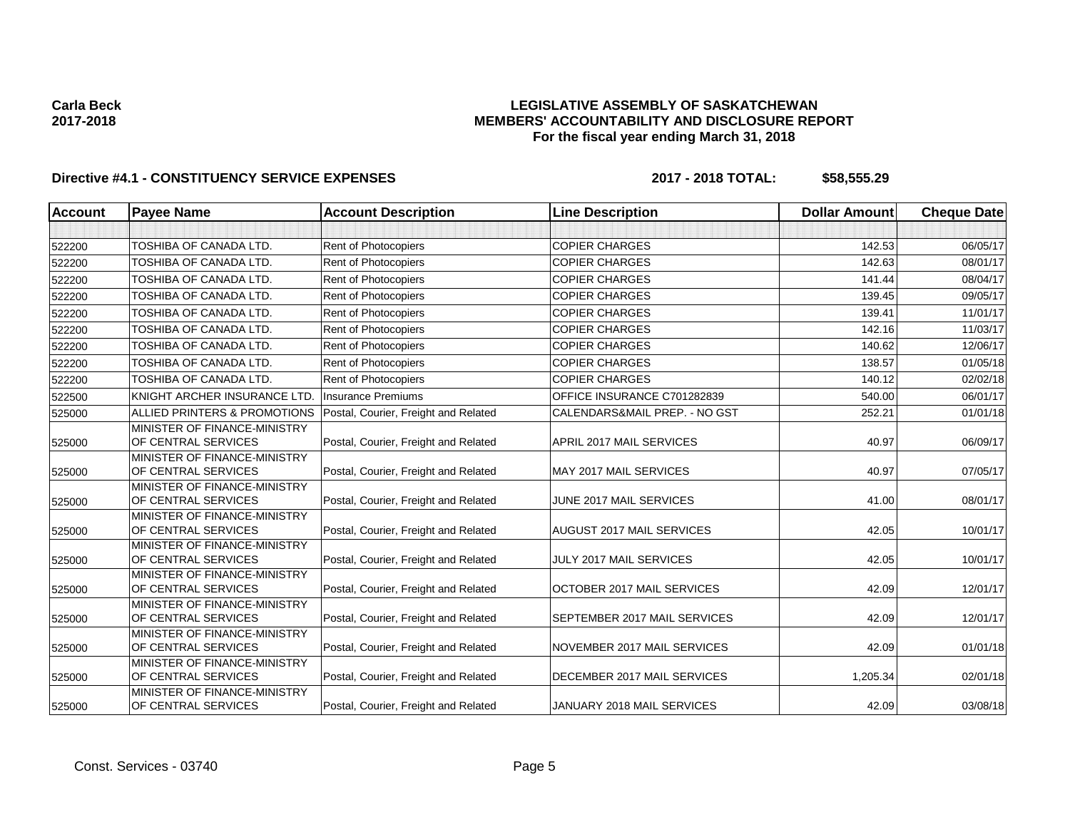**Carla Beck**
**2017-2018**

**LEGISLATIVE ASSEMBLY OF SASKATCHEWAN**
**MEMBERS' ACCOUNTABILITY AND DISCLOSURE REPORT**
**For the fiscal year ending March 31, 2018**

**Directive #4.1 - CONSTITUENCY SERVICE EXPENSES** **2017 - 2018 TOTAL: $58,555.29**

| Account | Payee Name | Account Description | Line Description | Dollar Amount | Cheque Date |
|---|---|---|---|---|---|
| | | | | | |
| 522200 | TOSHIBA OF CANADA LTD. | Rent of Photocopiers | COPIER CHARGES | 142.53 | 06/05/17 |
| 522200 | TOSHIBA OF CANADA LTD. | Rent of Photocopiers | COPIER CHARGES | 142.63 | 08/01/17 |
| 522200 | TOSHIBA OF CANADA LTD. | Rent of Photocopiers | COPIER CHARGES | 141.44 | 08/04/17 |
| 522200 | TOSHIBA OF CANADA LTD. | Rent of Photocopiers | COPIER CHARGES | 139.45 | 09/05/17 |
| 522200 | TOSHIBA OF CANADA LTD. | Rent of Photocopiers | COPIER CHARGES | 139.41 | 11/01/17 |
| 522200 | TOSHIBA OF CANADA LTD. | Rent of Photocopiers | COPIER CHARGES | 142.16 | 11/03/17 |
| 522200 | TOSHIBA OF CANADA LTD. | Rent of Photocopiers | COPIER CHARGES | 140.62 | 12/06/17 |
| 522200 | TOSHIBA OF CANADA LTD. | Rent of Photocopiers | COPIER CHARGES | 138.57 | 01/05/18 |
| 522200 | TOSHIBA OF CANADA LTD. | Rent of Photocopiers | COPIER CHARGES | 140.12 | 02/02/18 |
| 522500 | KNIGHT ARCHER INSURANCE LTD. | Insurance Premiums | OFFICE INSURANCE C701282839 | 540.00 | 06/01/17 |
| 525000 | ALLIED PRINTERS & PROMOTIONS | Postal, Courier, Freight and Related | CALENDARS&MAIL PREP. - NO GST | 252.21 | 01/01/18 |
| 525000 | MINISTER OF FINANCE-MINISTRY OF CENTRAL SERVICES | Postal, Courier, Freight and Related | APRIL 2017 MAIL SERVICES | 40.97 | 06/09/17 |
| 525000 | MINISTER OF FINANCE-MINISTRY OF CENTRAL SERVICES | Postal, Courier, Freight and Related | MAY 2017 MAIL SERVICES | 40.97 | 07/05/17 |
| 525000 | MINISTER OF FINANCE-MINISTRY OF CENTRAL SERVICES | Postal, Courier, Freight and Related | JUNE 2017 MAIL SERVICES | 41.00 | 08/01/17 |
| 525000 | MINISTER OF FINANCE-MINISTRY OF CENTRAL SERVICES | Postal, Courier, Freight and Related | AUGUST 2017 MAIL SERVICES | 42.05 | 10/01/17 |
| 525000 | MINISTER OF FINANCE-MINISTRY OF CENTRAL SERVICES | Postal, Courier, Freight and Related | JULY 2017 MAIL SERVICES | 42.05 | 10/01/17 |
| 525000 | MINISTER OF FINANCE-MINISTRY OF CENTRAL SERVICES | Postal, Courier, Freight and Related | OCTOBER 2017 MAIL SERVICES | 42.09 | 12/01/17 |
| 525000 | MINISTER OF FINANCE-MINISTRY OF CENTRAL SERVICES | Postal, Courier, Freight and Related | SEPTEMBER 2017 MAIL SERVICES | 42.09 | 12/01/17 |
| 525000 | MINISTER OF FINANCE-MINISTRY OF CENTRAL SERVICES | Postal, Courier, Freight and Related | NOVEMBER 2017 MAIL SERVICES | 42.09 | 01/01/18 |
| 525000 | MINISTER OF FINANCE-MINISTRY OF CENTRAL SERVICES | Postal, Courier, Freight and Related | DECEMBER 2017 MAIL SERVICES | 1,205.34 | 02/01/18 |
| 525000 | MINISTER OF FINANCE-MINISTRY OF CENTRAL SERVICES | Postal, Courier, Freight and Related | JANUARY 2018 MAIL SERVICES | 42.09 | 03/08/18 |

Const. Services - 03740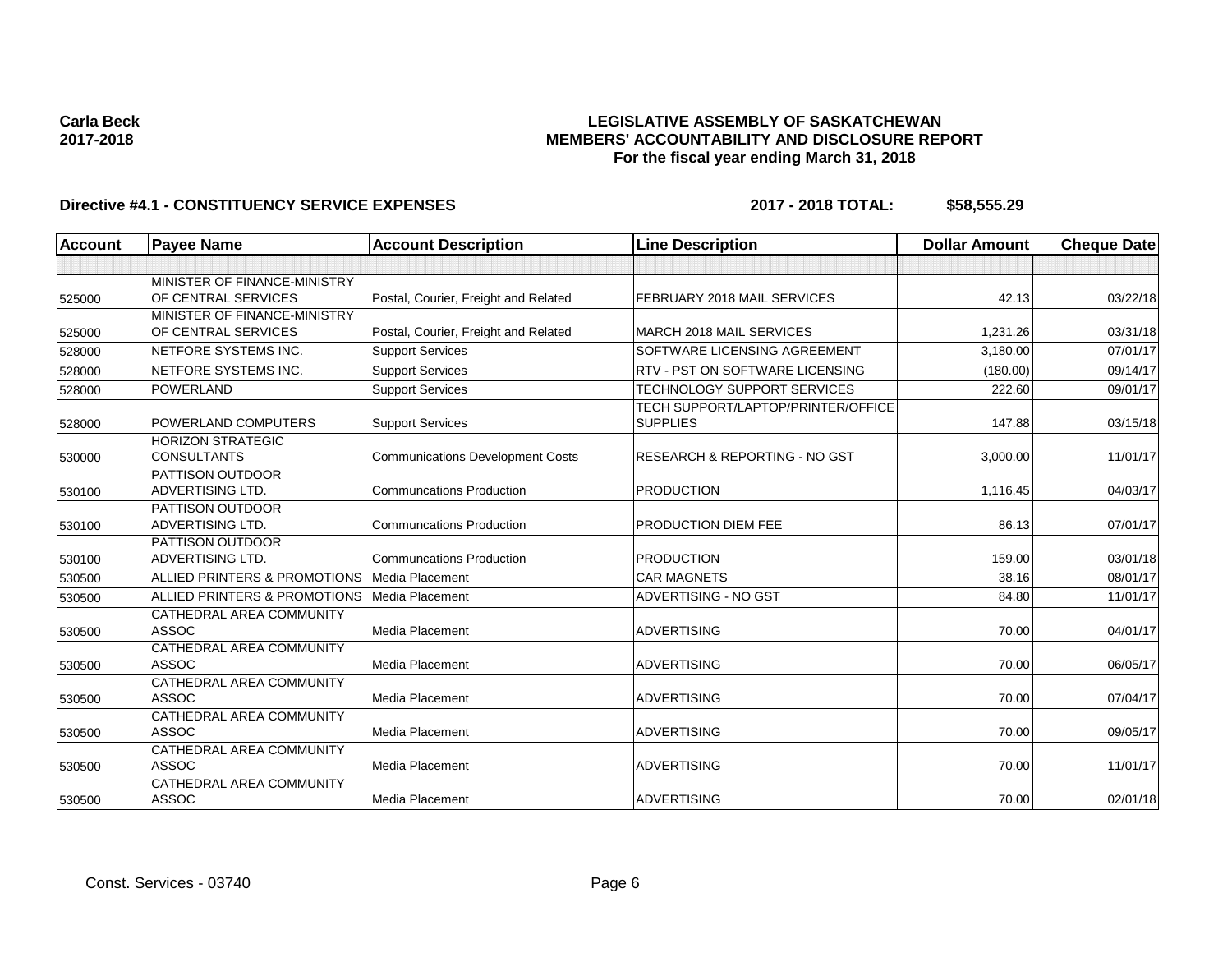**Carla Beck**
**2017-2018**

**LEGISLATIVE ASSEMBLY OF SASKATCHEWAN**
**MEMBERS' ACCOUNTABILITY AND DISCLOSURE REPORT**
**For the fiscal year ending March 31, 2018**

**Directive #4.1 - CONSTITUENCY SERVICE EXPENSES** **2017 - 2018 TOTAL: $58,555.29**

| Account | Payee Name | Account Description | Line Description | Dollar Amount | Cheque Date |
|---|---|---|---|---|---|
| | | | | | |
| 525000 | MINISTER OF FINANCE-MINISTRY OF CENTRAL SERVICES | Postal, Courier, Freight and Related | FEBRUARY 2018 MAIL SERVICES | 42.13 | 03/22/18 |
| 525000 | MINISTER OF FINANCE-MINISTRY OF CENTRAL SERVICES | Postal, Courier, Freight and Related | MARCH 2018 MAIL SERVICES | 1,231.26 | 03/31/18 |
| 528000 | NETFORE SYSTEMS INC. | Support Services | SOFTWARE LICENSING AGREEMENT | 3,180.00 | 07/01/17 |
| 528000 | NETFORE SYSTEMS INC. | Support Services | RTV - PST ON SOFTWARE LICENSING | (180.00) | 09/14/17 |
| 528000 | POWERLAND | Support Services | TECHNOLOGY SUPPORT SERVICES | 222.60 | 09/01/17 |
| 528000 | POWERLAND COMPUTERS | Support Services | TECH SUPPORT/LAPTOP/PRINTER/OFFICE SUPPLIES | 147.88 | 03/15/18 |
| 530000 | HORIZON STRATEGIC CONSULTANTS | Communications Development Costs | RESEARCH & REPORTING - NO GST | 3,000.00 | 11/01/17 |
| 530100 | PATTISON OUTDOOR ADVERTISING LTD. | Communcations Production | PRODUCTION | 1,116.45 | 04/03/17 |
| 530100 | PATTISON OUTDOOR ADVERTISING LTD. | Communcations Production | PRODUCTION DIEM FEE | 86.13 | 07/01/17 |
| 530100 | PATTISON OUTDOOR ADVERTISING LTD. | Communcations Production | PRODUCTION | 159.00 | 03/01/18 |
| 530500 | ALLIED PRINTERS & PROMOTIONS | Media Placement | CAR MAGNETS | 38.16 | 08/01/17 |
| 530500 | ALLIED PRINTERS & PROMOTIONS | Media Placement | ADVERTISING - NO GST | 84.80 | 11/01/17 |
| 530500 | CATHEDRAL AREA COMMUNITY ASSOC | Media Placement | ADVERTISING | 70.00 | 04/01/17 |
| 530500 | CATHEDRAL AREA COMMUNITY ASSOC | Media Placement | ADVERTISING | 70.00 | 06/05/17 |
| 530500 | CATHEDRAL AREA COMMUNITY ASSOC | Media Placement | ADVERTISING | 70.00 | 07/04/17 |
| 530500 | CATHEDRAL AREA COMMUNITY ASSOC | Media Placement | ADVERTISING | 70.00 | 09/05/17 |
| 530500 | CATHEDRAL AREA COMMUNITY ASSOC | Media Placement | ADVERTISING | 70.00 | 11/01/17 |
| 530500 | CATHEDRAL AREA COMMUNITY ASSOC | Media Placement | ADVERTISING | 70.00 | 02/01/18 |

Const. Services - 03740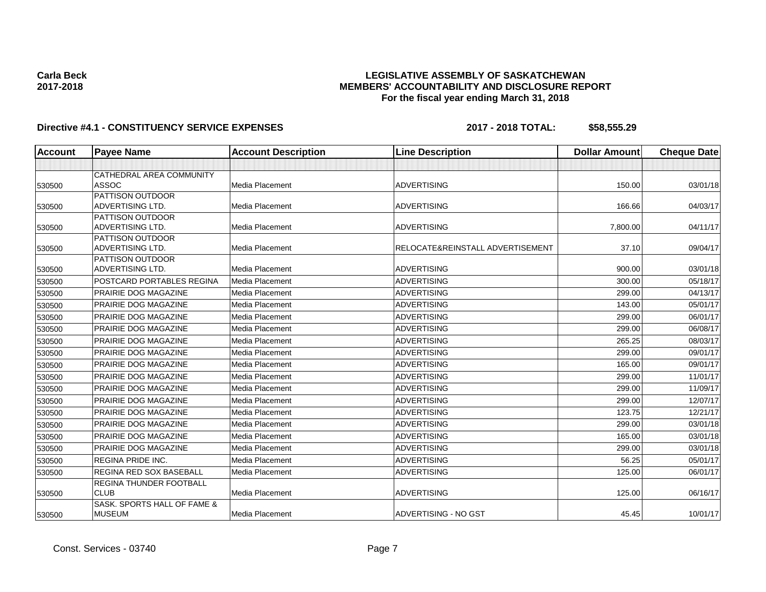**Carla Beck**
**2017-2018**

**LEGISLATIVE ASSEMBLY OF SASKATCHEWAN**
**MEMBERS' ACCOUNTABILITY AND DISCLOSURE REPORT**
**For the fiscal year ending March 31, 2018**

**Directive #4.1 - CONSTITUENCY SERVICE EXPENSES** **2017 - 2018 TOTAL: $58,555.29**

| Account | Payee Name | Account Description | Line Description | Dollar Amount | Cheque Date |
|---|---|---|---|---|---|
| | | | | | |
| 530500 | CATHEDRAL AREA COMMUNITY ASSOC | Media Placement | ADVERTISING | 150.00 | 03/01/18 |
| 530500 | PATTISON OUTDOOR ADVERTISING LTD. | Media Placement | ADVERTISING | 166.66 | 04/03/17 |
| 530500 | PATTISON OUTDOOR ADVERTISING LTD. | Media Placement | ADVERTISING | 7,800.00 | 04/11/17 |
| 530500 | PATTISON OUTDOOR ADVERTISING LTD. | Media Placement | RELOCATE&REINSTALL ADVERTISEMENT | 37.10 | 09/04/17 |
| 530500 | PATTISON OUTDOOR ADVERTISING LTD. | Media Placement | ADVERTISING | 900.00 | 03/01/18 |
| 530500 | POSTCARD PORTABLES REGINA | Media Placement | ADVERTISING | 300.00 | 05/18/17 |
| 530500 | PRAIRIE DOG MAGAZINE | Media Placement | ADVERTISING | 299.00 | 04/13/17 |
| 530500 | PRAIRIE DOG MAGAZINE | Media Placement | ADVERTISING | 143.00 | 05/01/17 |
| 530500 | PRAIRIE DOG MAGAZINE | Media Placement | ADVERTISING | 299.00 | 06/01/17 |
| 530500 | PRAIRIE DOG MAGAZINE | Media Placement | ADVERTISING | 299.00 | 06/08/17 |
| 530500 | PRAIRIE DOG MAGAZINE | Media Placement | ADVERTISING | 265.25 | 08/03/17 |
| 530500 | PRAIRIE DOG MAGAZINE | Media Placement | ADVERTISING | 299.00 | 09/01/17 |
| 530500 | PRAIRIE DOG MAGAZINE | Media Placement | ADVERTISING | 165.00 | 09/01/17 |
| 530500 | PRAIRIE DOG MAGAZINE | Media Placement | ADVERTISING | 299.00 | 11/01/17 |
| 530500 | PRAIRIE DOG MAGAZINE | Media Placement | ADVERTISING | 299.00 | 11/09/17 |
| 530500 | PRAIRIE DOG MAGAZINE | Media Placement | ADVERTISING | 299.00 | 12/07/17 |
| 530500 | PRAIRIE DOG MAGAZINE | Media Placement | ADVERTISING | 123.75 | 12/21/17 |
| 530500 | PRAIRIE DOG MAGAZINE | Media Placement | ADVERTISING | 299.00 | 03/01/18 |
| 530500 | PRAIRIE DOG MAGAZINE | Media Placement | ADVERTISING | 165.00 | 03/01/18 |
| 530500 | PRAIRIE DOG MAGAZINE | Media Placement | ADVERTISING | 299.00 | 03/01/18 |
| 530500 | REGINA PRIDE INC. | Media Placement | ADVERTISING | 56.25 | 05/01/17 |
| 530500 | REGINA RED SOX BASEBALL | Media Placement | ADVERTISING | 125.00 | 06/01/17 |
| 530500 | REGINA THUNDER FOOTBALL CLUB | Media Placement | ADVERTISING | 125.00 | 06/16/17 |
| 530500 | SASK. SPORTS HALL OF FAME & MUSEUM | Media Placement | ADVERTISING - NO GST | 45.45 | 10/01/17 |

Const. Services - 03740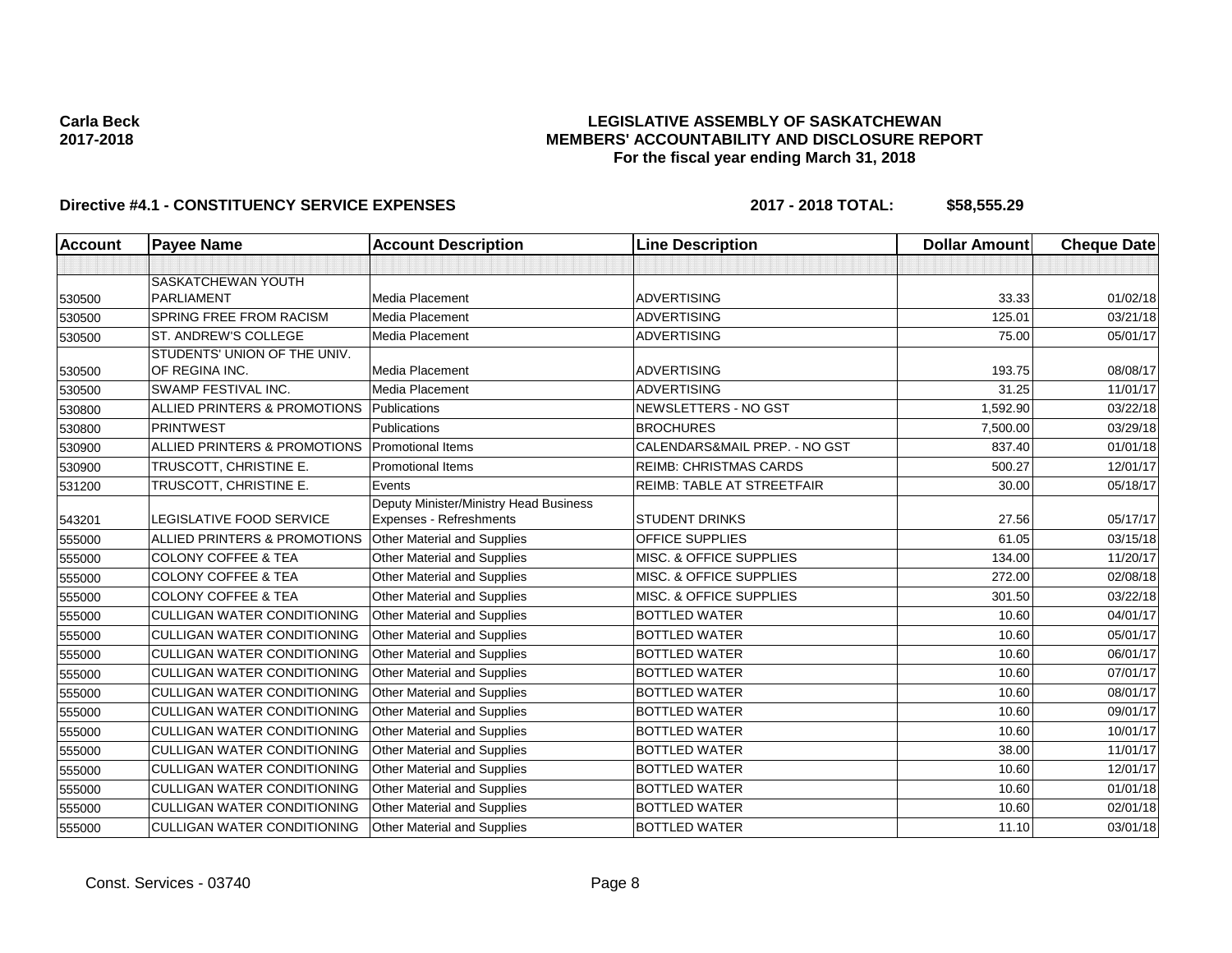**Carla Beck**
**2017-2018**

# LEGISLATIVE ASSEMBLY OF SASKATCHEWAN
## MEMBERS' ACCOUNTABILITY AND DISCLOSURE REPORT
### For the fiscal year ending March 31, 2018

**Directive #4.1 - CONSTITUENCY SERVICE EXPENSES** **2017 - 2018 TOTAL: $58,555.29**

| Account | Payee Name | Account Description | Line Description | Dollar Amount | Cheque Date |
|---|---|---|---|---|---|
| | | | | | |
| 530500 | SASKATCHEWAN YOUTH PARLIAMENT | Media Placement | ADVERTISING | 33.33 | 01/02/18 |
| 530500 | SPRING FREE FROM RACISM | Media Placement | ADVERTISING | 125.01 | 03/21/18 |
| 530500 | ST. ANDREW'S COLLEGE | Media Placement | ADVERTISING | 75.00 | 05/01/17 |
| 530500 | STUDENTS' UNION OF THE UNIV. OF REGINA INC. | Media Placement | ADVERTISING | 193.75 | 08/08/17 |
| 530500 | SWAMP FESTIVAL INC. | Media Placement | ADVERTISING | 31.25 | 11/01/17 |
| 530800 | ALLIED PRINTERS & PROMOTIONS | Publications | NEWSLETTERS - NO GST | 1,592.90 | 03/22/18 |
| 530800 | PRINTWEST | Publications | BROCHURES | 7,500.00 | 03/29/18 |
| 530900 | ALLIED PRINTERS & PROMOTIONS | Promotional Items | CALENDARS&MAIL PREP. - NO GST | 837.40 | 01/01/18 |
| 530900 | TRUSCOTT, CHRISTINE E. | Promotional Items | REIMB: CHRISTMAS CARDS | 500.27 | 12/01/17 |
| 531200 | TRUSCOTT, CHRISTINE E. | Events | REIMB: TABLE AT STREETFAIR | 30.00 | 05/18/17 |
| 543201 | LEGISLATIVE FOOD SERVICE | Deputy Minister/Ministry Head Business Expenses - Refreshments | STUDENT DRINKS | 27.56 | 05/17/17 |
| 555000 | ALLIED PRINTERS & PROMOTIONS | Other Material and Supplies | OFFICE SUPPLIES | 61.05 | 03/15/18 |
| 555000 | COLONY COFFEE & TEA | Other Material and Supplies | MISC. & OFFICE SUPPLIES | 134.00 | 11/20/17 |
| 555000 | COLONY COFFEE & TEA | Other Material and Supplies | MISC. & OFFICE SUPPLIES | 272.00 | 02/08/18 |
| 555000 | COLONY COFFEE & TEA | Other Material and Supplies | MISC. & OFFICE SUPPLIES | 301.50 | 03/22/18 |
| 555000 | CULLIGAN WATER CONDITIONING | Other Material and Supplies | BOTTLED WATER | 10.60 | 04/01/17 |
| 555000 | CULLIGAN WATER CONDITIONING | Other Material and Supplies | BOTTLED WATER | 10.60 | 05/01/17 |
| 555000 | CULLIGAN WATER CONDITIONING | Other Material and Supplies | BOTTLED WATER | 10.60 | 06/01/17 |
| 555000 | CULLIGAN WATER CONDITIONING | Other Material and Supplies | BOTTLED WATER | 10.60 | 07/01/17 |
| 555000 | CULLIGAN WATER CONDITIONING | Other Material and Supplies | BOTTLED WATER | 10.60 | 08/01/17 |
| 555000 | CULLIGAN WATER CONDITIONING | Other Material and Supplies | BOTTLED WATER | 10.60 | 09/01/17 |
| 555000 | CULLIGAN WATER CONDITIONING | Other Material and Supplies | BOTTLED WATER | 10.60 | 10/01/17 |
| 555000 | CULLIGAN WATER CONDITIONING | Other Material and Supplies | BOTTLED WATER | 38.00 | 11/01/17 |
| 555000 | CULLIGAN WATER CONDITIONING | Other Material and Supplies | BOTTLED WATER | 10.60 | 12/01/17 |
| 555000 | CULLIGAN WATER CONDITIONING | Other Material and Supplies | BOTTLED WATER | 10.60 | 01/01/18 |
| 555000 | CULLIGAN WATER CONDITIONING | Other Material and Supplies | BOTTLED WATER | 10.60 | 02/01/18 |
| 555000 | CULLIGAN WATER CONDITIONING | Other Material and Supplies | BOTTLED WATER | 11.10 | 03/01/18 |

Const. Services - 03740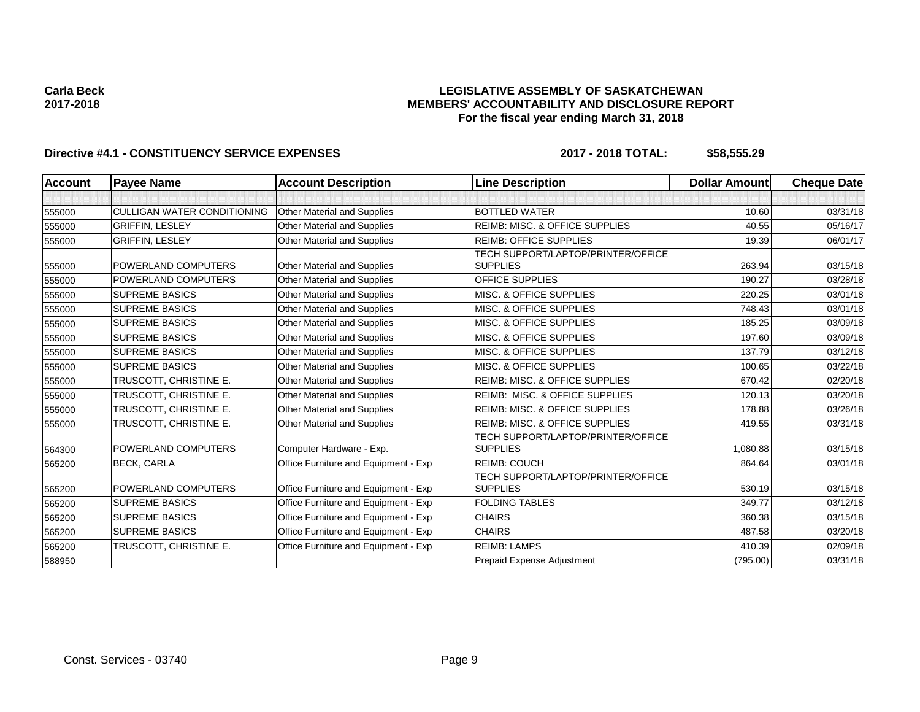Carla Beck
2017-2018

# LEGISLATIVE ASSEMBLY OF SASKATCHEWAN
## MEMBERS' ACCOUNTABILITY AND DISCLOSURE REPORT
### For the fiscal year ending March 31, 2018

**Directive #4.1 - CONSTITUENCY SERVICE EXPENSES** **2017 - 2018 TOTAL: $58,555.29**

| Account | Payee Name | Account Description | Line Description | Dollar Amount | Cheque Date |
|---|---|---|---|---|---|
| | | | | | |
| 555000 | CULLIGAN WATER CONDITIONING | Other Material and Supplies | BOTTLED WATER | 10.60 | 03/31/18 |
| 555000 | GRIFFIN, LESLEY | Other Material and Supplies | REIMB: MISC. & OFFICE SUPPLIES | 40.55 | 05/16/17 |
| 555000 | GRIFFIN, LESLEY | Other Material and Supplies | REIMB: OFFICE SUPPLIES | 19.39 | 06/01/17 |
| 555000 | POWERLAND COMPUTERS | Other Material and Supplies | TECH SUPPORT/LAPTOP/PRINTER/OFFICE SUPPLIES | 263.94 | 03/15/18 |
| 555000 | POWERLAND COMPUTERS | Other Material and Supplies | OFFICE SUPPLIES | 190.27 | 03/28/18 |
| 555000 | SUPREME BASICS | Other Material and Supplies | MISC. & OFFICE SUPPLIES | 220.25 | 03/01/18 |
| 555000 | SUPREME BASICS | Other Material and Supplies | MISC. & OFFICE SUPPLIES | 748.43 | 03/01/18 |
| 555000 | SUPREME BASICS | Other Material and Supplies | MISC. & OFFICE SUPPLIES | 185.25 | 03/09/18 |
| 555000 | SUPREME BASICS | Other Material and Supplies | MISC. & OFFICE SUPPLIES | 197.60 | 03/09/18 |
| 555000 | SUPREME BASICS | Other Material and Supplies | MISC. & OFFICE SUPPLIES | 137.79 | 03/12/18 |
| 555000 | SUPREME BASICS | Other Material and Supplies | MISC. & OFFICE SUPPLIES | 100.65 | 03/22/18 |
| 555000 | TRUSCOTT, CHRISTINE E. | Other Material and Supplies | REIMB: MISC. & OFFICE SUPPLIES | 670.42 | 02/20/18 |
| 555000 | TRUSCOTT, CHRISTINE E. | Other Material and Supplies | REIMB: MISC. & OFFICE SUPPLIES | 120.13 | 03/20/18 |
| 555000 | TRUSCOTT, CHRISTINE E. | Other Material and Supplies | REIMB: MISC. & OFFICE SUPPLIES | 178.88 | 03/26/18 |
| 555000 | TRUSCOTT, CHRISTINE E. | Other Material and Supplies | REIMB: MISC. & OFFICE SUPPLIES | 419.55 | 03/31/18 |
| 564300 | POWERLAND COMPUTERS | Computer Hardware - Exp. | TECH SUPPORT/LAPTOP/PRINTER/OFFICE SUPPLIES | 1,080.88 | 03/15/18 |
| 565200 | BECK, CARLA | Office Furniture and Equipment - Exp | REIMB: COUCH | 864.64 | 03/01/18 |
| 565200 | POWERLAND COMPUTERS | Office Furniture and Equipment - Exp | TECH SUPPORT/LAPTOP/PRINTER/OFFICE SUPPLIES | 530.19 | 03/15/18 |
| 565200 | SUPREME BASICS | Office Furniture and Equipment - Exp | FOLDING TABLES | 349.77 | 03/12/18 |
| 565200 | SUPREME BASICS | Office Furniture and Equipment - Exp | CHAIRS | 360.38 | 03/15/18 |
| 565200 | SUPREME BASICS | Office Furniture and Equipment - Exp | CHAIRS | 487.58 | 03/20/18 |
| 565200 | TRUSCOTT, CHRISTINE E. | Office Furniture and Equipment - Exp | REIMB: LAMPS | 410.39 | 02/09/18 |
| 588950 | | | Prepaid Expense Adjustment | (795.00) | 03/31/18 |

Const. Services - 03740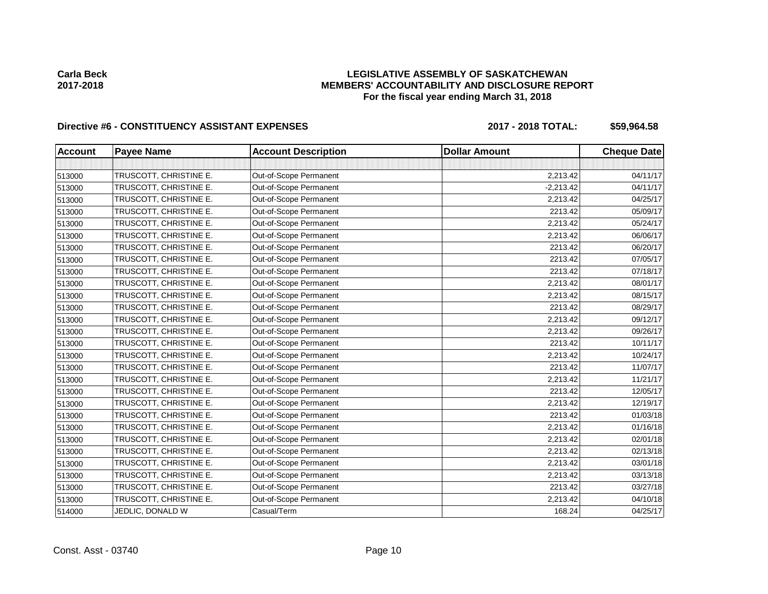**Carla Beck**
**2017-2018**

**LEGISLATIVE ASSEMBLY OF SASKATCHEWAN**
**MEMBERS' ACCOUNTABILITY AND DISCLOSURE REPORT**
**For the fiscal year ending March 31, 2018**

**Directive #6 - CONSTITUENCY ASSISTANT EXPENSES** **2017 - 2018 TOTAL: $59,964.58**

| Account | Payee Name | Account Description | Dollar Amount | Cheque Date |
|---|---|---|---|---|
| | | | | |
| 513000 | TRUSCOTT, CHRISTINE E. | Out-of-Scope Permanent | 2,213.42 | 04/11/17 |
| 513000 | TRUSCOTT, CHRISTINE E. | Out-of-Scope Permanent | -2,213.42 | 04/11/17 |
| 513000 | TRUSCOTT, CHRISTINE E. | Out-of-Scope Permanent | 2,213.42 | 04/25/17 |
| 513000 | TRUSCOTT, CHRISTINE E. | Out-of-Scope Permanent | 2213.42 | 05/09/17 |
| 513000 | TRUSCOTT, CHRISTINE E. | Out-of-Scope Permanent | 2,213.42 | 05/24/17 |
| 513000 | TRUSCOTT, CHRISTINE E. | Out-of-Scope Permanent | 2,213.42 | 06/06/17 |
| 513000 | TRUSCOTT, CHRISTINE E. | Out-of-Scope Permanent | 2213.42 | 06/20/17 |
| 513000 | TRUSCOTT, CHRISTINE E. | Out-of-Scope Permanent | 2213.42 | 07/05/17 |
| 513000 | TRUSCOTT, CHRISTINE E. | Out-of-Scope Permanent | 2213.42 | 07/18/17 |
| 513000 | TRUSCOTT, CHRISTINE E. | Out-of-Scope Permanent | 2,213.42 | 08/01/17 |
| 513000 | TRUSCOTT, CHRISTINE E. | Out-of-Scope Permanent | 2,213.42 | 08/15/17 |
| 513000 | TRUSCOTT, CHRISTINE E. | Out-of-Scope Permanent | 2213.42 | 08/29/17 |
| 513000 | TRUSCOTT, CHRISTINE E. | Out-of-Scope Permanent | 2,213.42 | 09/12/17 |
| 513000 | TRUSCOTT, CHRISTINE E. | Out-of-Scope Permanent | 2,213.42 | 09/26/17 |
| 513000 | TRUSCOTT, CHRISTINE E. | Out-of-Scope Permanent | 2213.42 | 10/11/17 |
| 513000 | TRUSCOTT, CHRISTINE E. | Out-of-Scope Permanent | 2,213.42 | 10/24/17 |
| 513000 | TRUSCOTT, CHRISTINE E. | Out-of-Scope Permanent | 2213.42 | 11/07/17 |
| 513000 | TRUSCOTT, CHRISTINE E. | Out-of-Scope Permanent | 2,213.42 | 11/21/17 |
| 513000 | TRUSCOTT, CHRISTINE E. | Out-of-Scope Permanent | 2213.42 | 12/05/17 |
| 513000 | TRUSCOTT, CHRISTINE E. | Out-of-Scope Permanent | 2,213.42 | 12/19/17 |
| 513000 | TRUSCOTT, CHRISTINE E. | Out-of-Scope Permanent | 2213.42 | 01/03/18 |
| 513000 | TRUSCOTT, CHRISTINE E. | Out-of-Scope Permanent | 2,213.42 | 01/16/18 |
| 513000 | TRUSCOTT, CHRISTINE E. | Out-of-Scope Permanent | 2,213.42 | 02/01/18 |
| 513000 | TRUSCOTT, CHRISTINE E. | Out-of-Scope Permanent | 2,213.42 | 02/13/18 |
| 513000 | TRUSCOTT, CHRISTINE E. | Out-of-Scope Permanent | 2,213.42 | 03/01/18 |
| 513000 | TRUSCOTT, CHRISTINE E. | Out-of-Scope Permanent | 2,213.42 | 03/13/18 |
| 513000 | TRUSCOTT, CHRISTINE E. | Out-of-Scope Permanent | 2213.42 | 03/27/18 |
| 513000 | TRUSCOTT, CHRISTINE E. | Out-of-Scope Permanent | 2,213.42 | 04/10/18 |
| 514000 | JEDLIC, DONALD W | Casual/Term | 168.24 | 04/25/17 |

Const. Asst - 03740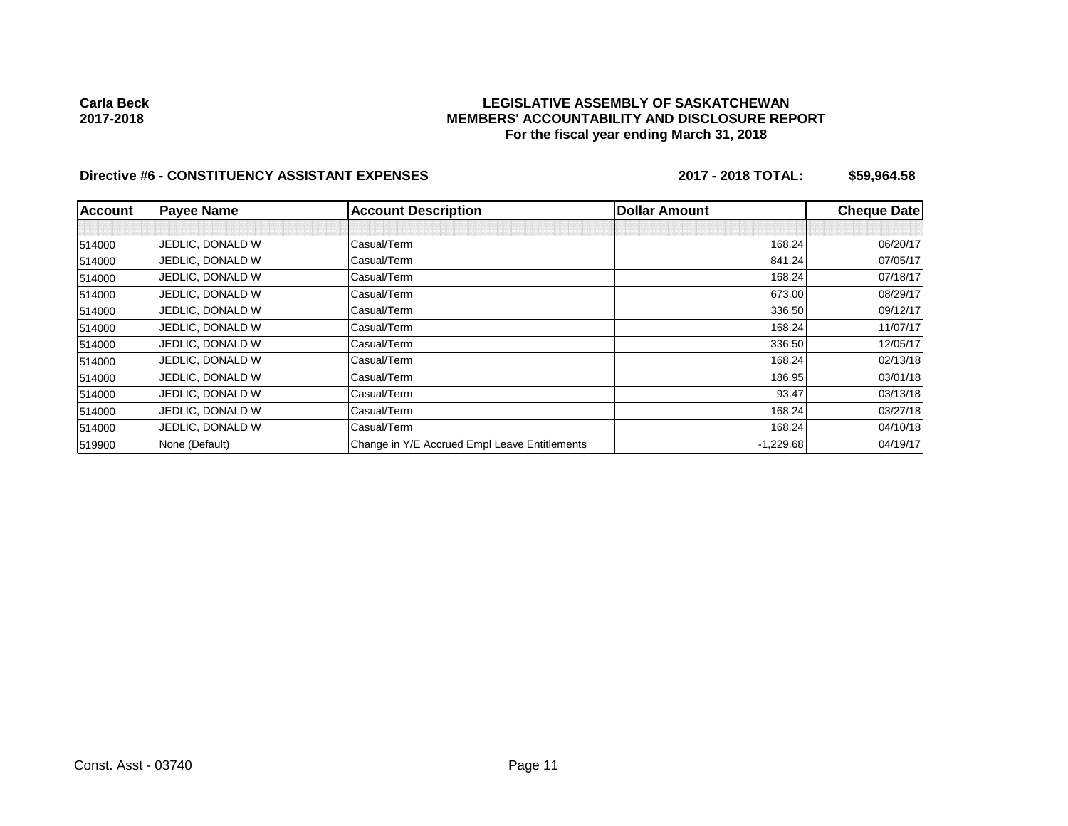**Carla Beck**
**2017-2018**

# LEGISLATIVE ASSEMBLY OF SASKATCHEWAN
## MEMBERS' ACCOUNTABILITY AND DISCLOSURE REPORT
### For the fiscal year ending March 31, 2018

**Directive #6 - CONSTITUENCY ASSISTANT EXPENSES** **2017 - 2018 TOTAL: $59,964.58**

| Account | Payee Name | Account Description | Dollar Amount | Cheque Date |
|---|---|---|---|---|
| | | | | |
| 514000 | JEDLIC, DONALD W | Casual/Term | 168.24 | 06/20/17 |
| 514000 | JEDLIC, DONALD W | Casual/Term | 841.24 | 07/05/17 |
| 514000 | JEDLIC, DONALD W | Casual/Term | 168.24 | 07/18/17 |
| 514000 | JEDLIC, DONALD W | Casual/Term | 673.00 | 08/29/17 |
| 514000 | JEDLIC, DONALD W | Casual/Term | 336.50 | 09/12/17 |
| 514000 | JEDLIC, DONALD W | Casual/Term | 168.24 | 11/07/17 |
| 514000 | JEDLIC, DONALD W | Casual/Term | 336.50 | 12/05/17 |
| 514000 | JEDLIC, DONALD W | Casual/Term | 168.24 | 02/13/18 |
| 514000 | JEDLIC, DONALD W | Casual/Term | 186.95 | 03/01/18 |
| 514000 | JEDLIC, DONALD W | Casual/Term | 93.47 | 03/13/18 |
| 514000 | JEDLIC, DONALD W | Casual/Term | 168.24 | 03/27/18 |
| 514000 | JEDLIC, DONALD W | Casual/Term | 168.24 | 04/10/18 |
| 519900 | None (Default) | Change in Y/E Accrued Empl Leave Entitlements | -1,229.68 | 04/19/17 |

Const. Asst - 03740